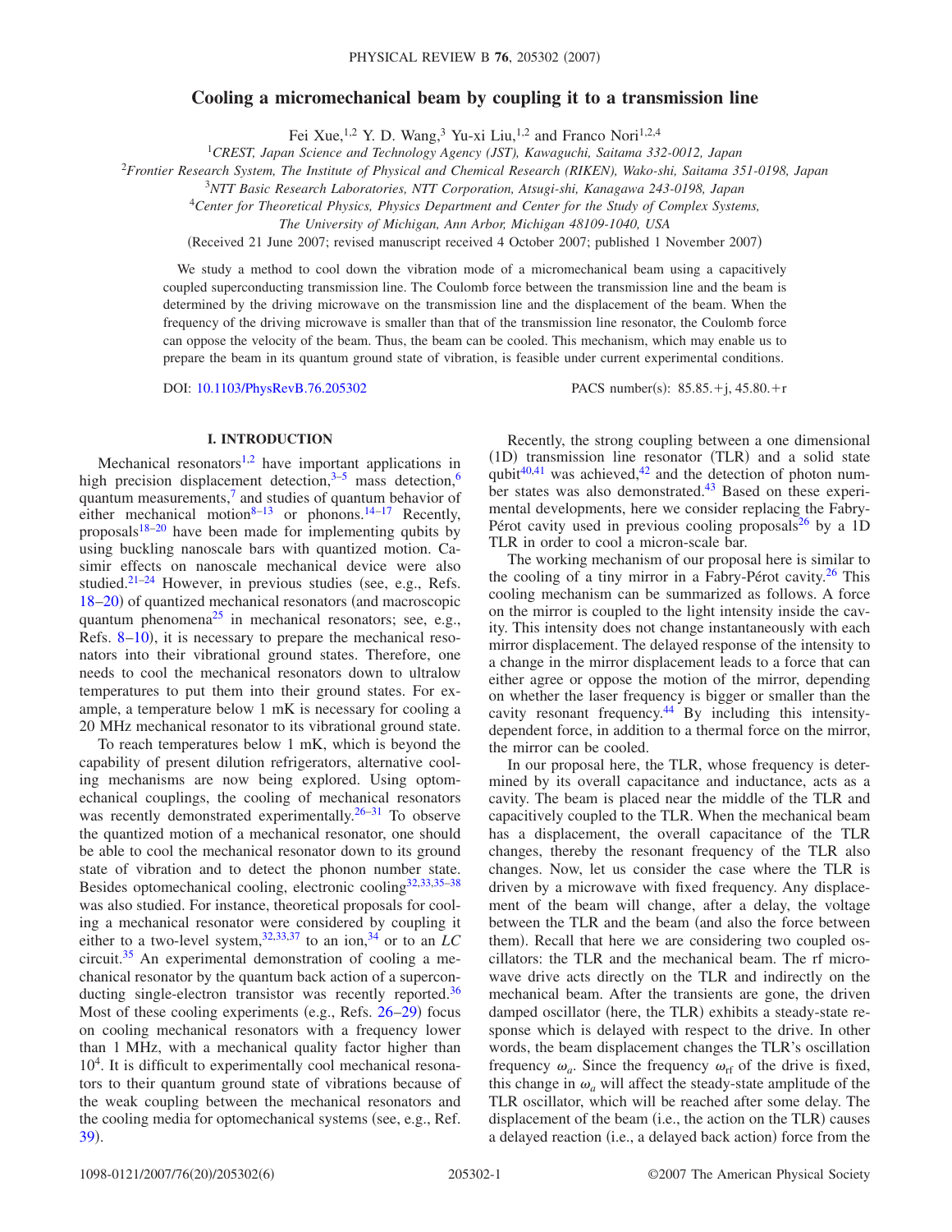# Cooling a micromechanical beam by coupling it to a transmission line

Fei Xue,[1,2] Y. D. Wang,[3] Yu-xi Liu,[1,2] and Franco Nori[1,2,4]

[1]*CREST, Japan Science and Technology Agency (JST), Kawaguchi, Saitama 332-0012, Japan*

[2]*Frontier Research System, The Institute of Physical and Chemical Research (RIKEN), Wako-shi, Saitama 351-0198, Japan*

[3]*NTT Basic Research Laboratories, NTT Corporation, Atsugi-shi, Kanagawa 243-0198, Japan*

[4]*Center for Theoretical Physics, Physics Department and Center for the Study of Complex Systems, The University of Michigan, Ann Arbor, Michigan 48109-1040, USA*

(Received 21 June 2007; revised manuscript received 4 October 2007; published 1 November 2007)

We study a method to cool down the vibration mode of a micromechanical beam using a capacitively coupled superconducting transmission line. The Coulomb force between the transmission line and the beam is determined by the driving microwave on the transmission line and the displacement of the beam. When the frequency of the driving microwave is smaller than that of the transmission line resonator, the Coulomb force can oppose the velocity of the beam. Thus, the beam can be cooled. This mechanism, which may enable us to prepare the beam in its quantum ground state of vibration, is feasible under current experimental conditions.

DOI: 10.1103/PhysRevB.76.205302 PACS number(s): 85.85.+j, 45.80.+r

## I. INTRODUCTION

Mechanical resonators[1,2] have important applications in high precision displacement detection,[3–5] mass detection,[6] quantum measurements,[7] and studies of quantum behavior of either mechanical motion[8–13] or phonons.[14–17] Recently, proposals[18–20] have been made for implementing qubits by using buckling nanoscale bars with quantized motion. Casimir effects on nanoscale mechanical device were also studied.[21–24] However, in previous studies (see, e.g., Refs. 18–20) of quantized mechanical resonators (and macroscopic quantum phenomena[25] in mechanical resonators; see, e.g., Refs. 8–10), it is necessary to prepare the mechanical resonators into their vibrational ground states. Therefore, one needs to cool the mechanical resonators down to ultralow temperatures to put them into their ground states. For example, a temperature below 1 mK is necessary for cooling a 20 MHz mechanical resonator to its vibrational ground state.

To reach temperatures below 1 mK, which is beyond the capability of present dilution refrigerators, alternative cooling mechanisms are now being explored. Using optomechanical couplings, the cooling of mechanical resonators was recently demonstrated experimentally.[26–31] To observe the quantized motion of a mechanical resonator, one should be able to cool the mechanical resonator down to its ground state of vibration and to detect the phonon number state. Besides optomechanical cooling, electronic cooling[32,33,35–38] was also studied. For instance, theoretical proposals for cooling a mechanical resonator were considered by coupling it either to a two-level system,[32,33,37] to an ion,[34] or to an *LC* circuit.[35] An experimental demonstration of cooling a mechanical resonator by the quantum back action of a superconducting single-electron transistor was recently reported.[36] Most of these cooling experiments (e.g., Refs. 26–29) focus on cooling mechanical resonators with a frequency lower than 1 MHz, with a mechanical quality factor higher than $10^4$. It is difficult to experimentally cool mechanical resonators to their quantum ground state of vibrations because of the weak coupling between the mechanical resonators and the cooling media for optomechanical systems (see, e.g., Ref. 39).

Recently, the strong coupling between a one dimensional (1D) transmission line resonator (TLR) and a solid state qubit[40,41] was achieved,[42] and the detection of photon number states was also demonstrated.[43] Based on these experimental developments, here we consider replacing the Fabry-Pérot cavity used in previous cooling proposals[26] by a 1D TLR in order to cool a micron-scale bar.

The working mechanism of our proposal here is similar to the cooling of a tiny mirror in a Fabry-Pérot cavity.[26] This cooling mechanism can be summarized as follows. A force on the mirror is coupled to the light intensity inside the cavity. This intensity does not change instantaneously with each mirror displacement. The delayed response of the intensity to a change in the mirror displacement leads to a force that can either agree or oppose the motion of the mirror, depending on whether the laser frequency is bigger or smaller than the cavity resonant frequency.[44] By including this intensity-dependent force, in addition to a thermal force on the mirror, the mirror can be cooled.

In our proposal here, the TLR, whose frequency is determined by its overall capacitance and inductance, acts as a cavity. The beam is placed near the middle of the TLR and capacitively coupled to the TLR. When the mechanical beam has a displacement, the overall capacitance of the TLR changes, thereby the resonant frequency of the TLR also changes. Now, let us consider the case where the TLR is driven by a microwave with fixed frequency. Any displacement of the beam will change, after a delay, the voltage between the TLR and the beam (and also the force between them). Recall that here we are considering two coupled oscillators: the TLR and the mechanical beam. The rf microwave drive acts directly on the TLR and indirectly on the mechanical beam. After the transients are gone, the driven damped oscillator (here, the TLR) exhibits a steady-state response which is delayed with respect to the drive. In other words, the beam displacement changes the TLR's oscillation frequency $\omega_a$. Since the frequency $\omega_{\rm rf}$ of the drive is fixed, this change in $\omega_a$ will affect the steady-state amplitude of the TLR oscillator, which will be reached after some delay. The displacement of the beam (i.e., the action on the TLR) causes a delayed reaction (i.e., a delayed back action) force from the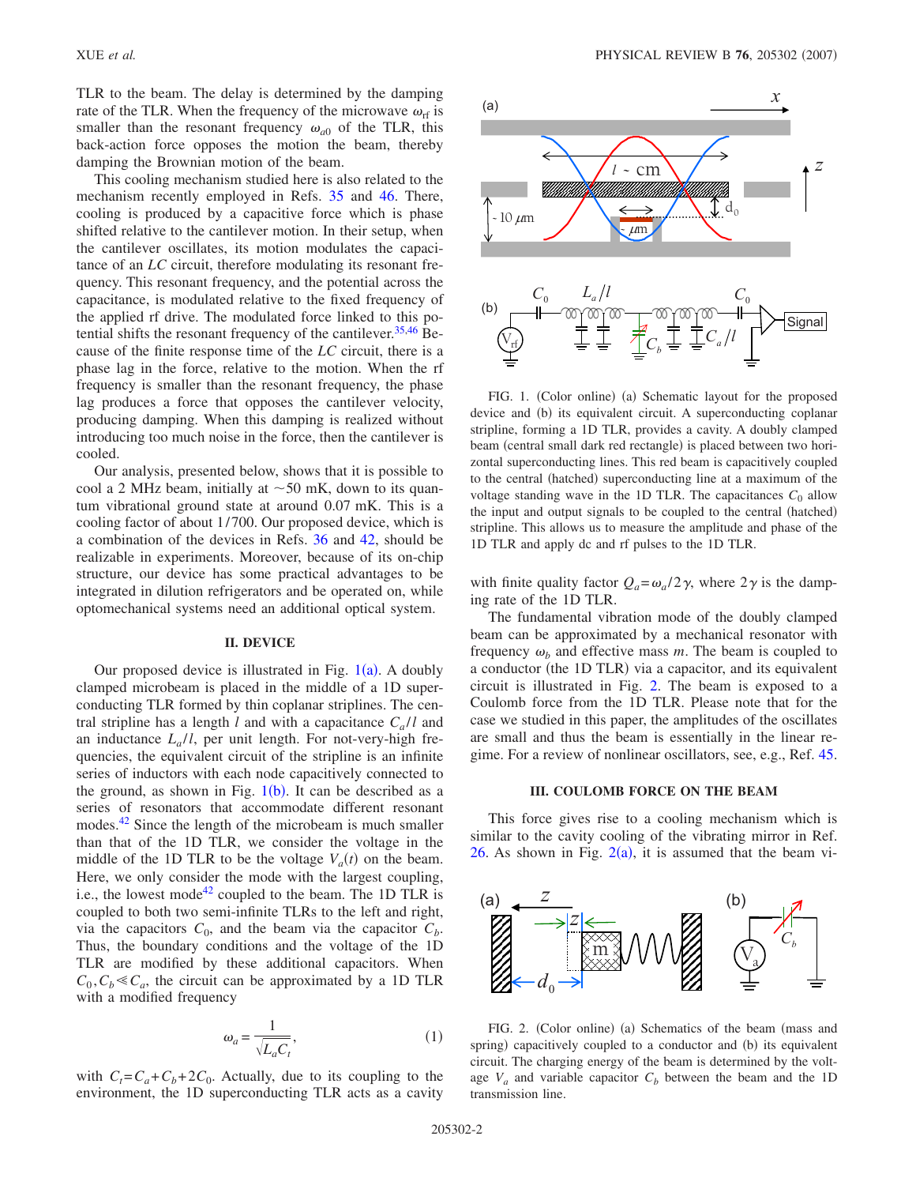TLR to the beam. The delay is determined by the damping rate of the TLR. When the frequency of the microwave $\omega_{rf}$ is smaller than the resonant frequency $\omega_{a0}$ of the TLR, this back-action force opposes the motion the beam, thereby damping the Brownian motion of the beam.

This cooling mechanism studied here is also related to the mechanism recently employed in Refs. 35 and 46. There, cooling is produced by a capacitive force which is phase shifted relative to the cantilever motion. In their setup, when the cantilever oscillates, its motion modulates the capacitance of an $LC$ circuit, therefore modulating its resonant frequency. This resonant frequency, and the potential across the capacitance, is modulated relative to the fixed frequency of the applied rf drive. The modulated force linked to this potential shifts the resonant frequency of the cantilever.[35,46] Because of the finite response time of the $LC$ circuit, there is a phase lag in the force, relative to the motion. When the rf frequency is smaller than the resonant frequency, the phase lag produces a force that opposes the cantilever velocity, producing damping. When this damping is realized without introducing too much noise in the force, then the cantilever is cooled.

Our analysis, presented below, shows that it is possible to cool a 2 MHz beam, initially at ~50 mK, down to its quantum vibrational ground state at around 0.07 mK. This is a cooling factor of about 1/700. Our proposed device, which is a combination of the devices in Refs. 36 and 42, should be realizable in experiments. Moreover, because of its on-chip structure, our device has some practical advantages to be integrated in dilution refrigerators and be operated on, while optomechanical systems need an additional optical system.

## II. DEVICE

Our proposed device is illustrated in Fig. 1(a). A doubly clamped microbeam is placed in the middle of a 1D superconducting TLR formed by thin coplanar striplines. The central stripline has a length $l$ and with a capacitance $C_a/l$ and an inductance $L_a/l$, per unit length. For not-very-high frequencies, the equivalent circuit of the stripline is an infinite series of inductors with each node capacitively connected to the ground, as shown in Fig. 1(b). It can be described as a series of resonators that accommodate different resonant modes.[42] Since the length of the microbeam is much smaller than that of the 1D TLR, we consider the voltage in the middle of the 1D TLR to be the voltage $V_a(t)$ on the beam. Here, we only consider the mode with the largest coupling, i.e., the lowest mode[42] coupled to the beam. The 1D TLR is coupled to both two semi-infinite TLRs to the left and right, via the capacitors $C_0$, and the beam via the capacitor $C_b$. Thus, the boundary conditions and the voltage of the 1D TLR are modified by these additional capacitors. When $C_0, C_b \ll C_a$, the circuit can be approximated by a 1D TLR with a modified frequency

$$\omega_a = \frac{1}{\sqrt{L_a C_t}}, \tag{1}$$

with $C_t = C_a + C_b + 2C_0$. Actually, due to its coupling to the environment, the 1D superconducting TLR acts as a cavity with finite quality factor $Q_a = \omega_a / 2\gamma$, where $2\gamma$ is the damping rate of the 1D TLR.

FIG. 1. (Color online) (a) Schematic layout for the proposed device and (b) its equivalent circuit. A superconducting coplanar stripline, forming a 1D TLR, provides a cavity. A doubly clamped beam (central small dark red rectangle) is placed between two horizontal superconducting lines. This red beam is capacitively coupled to the central (hatched) superconducting line at a maximum of the voltage standing wave in the 1D TLR. The capacitances $C_0$ allow the input and output signals to be coupled to the central (hatched) stripline. This allows us to measure the amplitude and phase of the 1D TLR and apply dc and rf pulses to the 1D TLR.

The fundamental vibration mode of the doubly clamped beam can be approximated by a mechanical resonator with frequency $\omega_b$ and effective mass $m$. The beam is coupled to a conductor (the 1D TLR) via a capacitor, and its equivalent circuit is illustrated in Fig. 2. The beam is exposed to a Coulomb force from the 1D TLR. Please note that for the case we studied in this paper, the amplitudes of the oscillates are small and thus the beam is essentially in the linear regime. For a review of nonlinear oscillators, see, e.g., Ref. 45.

## III. COULOMB FORCE ON THE BEAM

This force gives rise to a cooling mechanism which is similar to the cavity cooling of the vibrating mirror in Ref. 26. As shown in Fig. 2(a), it is assumed that the beam vi-

FIG. 2. (Color online) (a) Schematics of the beam (mass and spring) capacitively coupled to a conductor and (b) its equivalent circuit. The charging energy of the beam is determined by the voltage $V_a$ and variable capacitor $C_b$ between the beam and the 1D transmission line.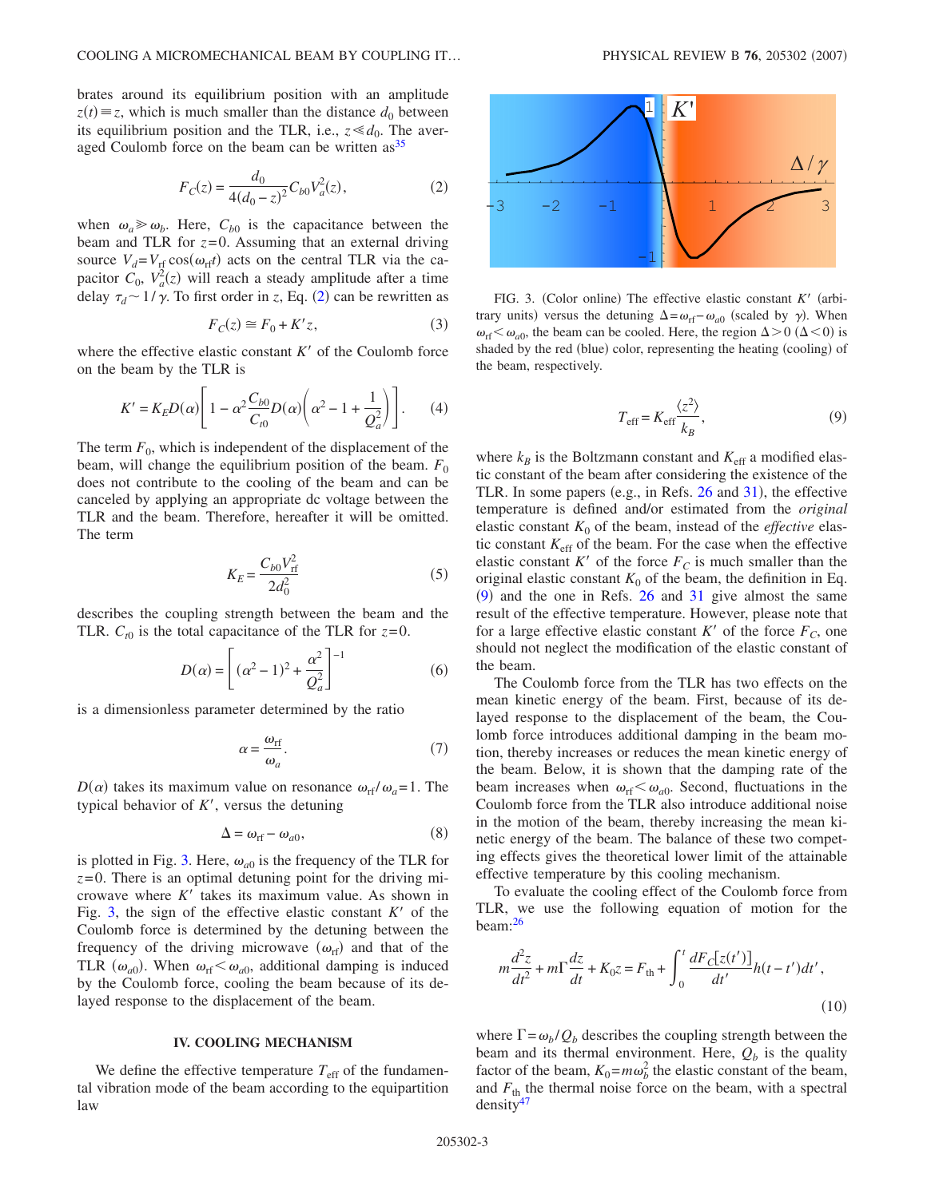brates around its equilibrium position with an amplitude $z(t) \equiv z$, which is much smaller than the distance $d_0$ between its equilibrium position and the TLR, i.e., $z \ll d_0$. The averaged Coulomb force on the beam can be written as[35]

$$F_C(z) = \frac{d_0}{4(d_0 - z)^2} C_{b0} V_a^2(z), \tag{2}$$

when $\omega_a \gg \omega_b$. Here, $C_{b0}$ is the capacitance between the beam and TLR for $z=0$. Assuming that an external driving source $V_d = V_{\rm rf} \cos(\omega_{\rm rf} t)$ acts on the central TLR via the capacitor $C_0$, $V_a^2(z)$ will reach a steady amplitude after a time delay $\tau_d \sim 1/\gamma$. To first order in $z$, Eq. (2) can be rewritten as

$$F_C(z) \cong F_0 + K' z, \tag{3}$$

where the effective elastic constant $K'$ of the Coulomb force on the beam by the TLR is

$$K' = K_E D(\alpha) \left[ 1 - \alpha^2 \frac{C_{b0}}{C_{t0}} D(\alpha) \left( \alpha^2 - 1 + \frac{1}{Q_a^2} \right) \right]. \tag{4}$$

The term $F_0$, which is independent of the displacement of the beam, will change the equilibrium position of the beam. $F_0$ does not contribute to the cooling of the beam and can be canceled by applying an appropriate dc voltage between the TLR and the beam. Therefore, hereafter it will be omitted. The term

$$K_E = \frac{C_{b0} V_{\rm rf}^2}{2 d_0^2} \tag{5}$$

describes the coupling strength between the beam and the TLR. $C_{t0}$ is the total capacitance of the TLR for $z=0$.

$$D(\alpha) = \left[ (\alpha^2 - 1)^2 + \frac{\alpha^2}{Q_a^2} \right]^{-1} \tag{6}$$

is a dimensionless parameter determined by the ratio

$$\alpha = \frac{\omega_{\rm rf}}{\omega_a}. \tag{7}$$

$D(\alpha)$ takes its maximum value on resonance $\omega_{\rm rf}/\omega_a = 1$. The typical behavior of $K'$, versus the detuning

$$\Delta = \omega_{\rm rf} - \omega_{a0}, \tag{8}$$

is plotted in Fig. 3. Here, $\omega_{a0}$ is the frequency of the TLR for $z=0$. There is an optimal detuning point for the driving microwave where $K'$ takes its maximum value. As shown in Fig. 3, the sign of the effective elastic constant $K'$ of the Coulomb force is determined by the detuning between the frequency of the driving microwave ($\omega_{\rm rf}$) and that of the TLR ($\omega_{a0}$). When $\omega_{\rm rf} < \omega_{a0}$, additional damping is induced by the Coulomb force, cooling the beam because of its delayed response to the displacement of the beam.

FIG. 3. (Color online) The effective elastic constant $K'$ (arbitrary units) versus the detuning $\Delta = \omega_{\rm rf} - \omega_{a0}$ (scaled by $\gamma$). When $\omega_{\rm rf} < \omega_{a0}$, the beam can be cooled. Here, the region $\Delta > 0$ ($\Delta < 0$) is shaded by the red (blue) color, representing the heating (cooling) of the beam, respectively.

## IV. COOLING MECHANISM

We define the effective temperature $T_{\rm eff}$ of the fundamental vibration mode of the beam according to the equipartition law

$$T_{\rm eff} = K_{\rm eff} \frac{\langle z^2 \rangle}{k_B}, \tag{9}$$

where $k_B$ is the Boltzmann constant and $K_{\rm eff}$ a modified elastic constant of the beam after considering the existence of the TLR. In some papers (e.g., in Refs. 26 and 31), the effective temperature is defined and/or estimated from the *original* elastic constant $K_0$ of the beam, instead of the *effective* elastic constant $K_{\rm eff}$ of the beam. For the case when the effective elastic constant $K'$ of the force $F_C$ is much smaller than the original elastic constant $K_0$ of the beam, the definition in Eq. (9) and the one in Refs. 26 and 31 give almost the same result of the effective temperature. However, please note that for a large effective elastic constant $K'$ of the force $F_C$, one should not neglect the modification of the elastic constant of the beam.

The Coulomb force from the TLR has two effects on the mean kinetic energy of the beam. First, because of its delayed response to the displacement of the beam, the Coulomb force introduces additional damping in the beam motion, thereby increases or reduces the mean kinetic energy of the beam. Below, it is shown that the damping rate of the beam increases when $\omega_{\rm rf} < \omega_{a0}$. Second, fluctuations in the Coulomb force from the TLR also introduce additional noise in the motion of the beam, thereby increasing the mean kinetic energy of the beam. The balance of these two competing effects gives the theoretical lower limit of the attainable effective temperature by this cooling mechanism.

To evaluate the cooling effect of the Coulomb force from TLR, we use the following equation of motion for the beam:[26]

$$m \frac{d^2 z}{dt^2} + m\Gamma \frac{dz}{dt} + K_0 z = F_{\rm th} + \int_0^t \frac{dF_C[z(t')]}{dt'} h(t - t') dt', \tag{10}$$

where $\Gamma = \omega_b / Q_b$ describes the coupling strength between the beam and its thermal environment. Here, $Q_b$ is the quality factor of the beam, $K_0 = m\omega_b^2$ the elastic constant of the beam, and $F_{\rm th}$ the thermal noise force on the beam, with a spectral density[47]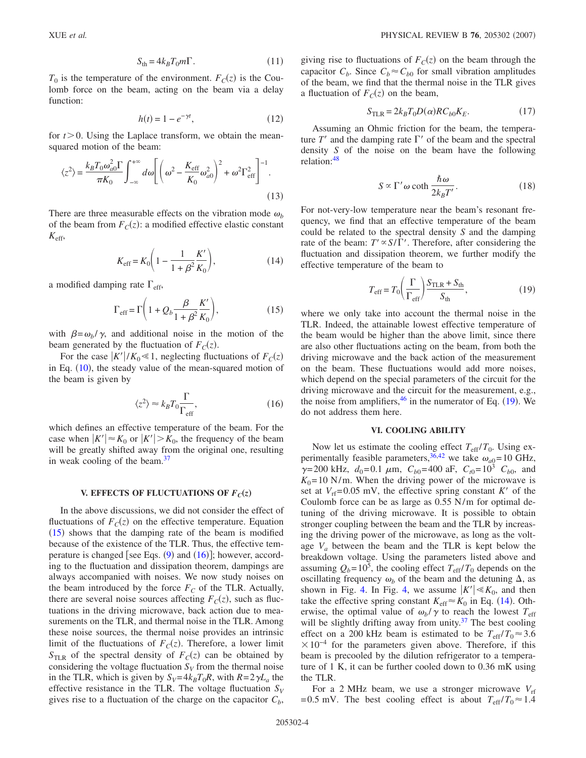$$S_{\rm th} = 4k_B T_0 m \Gamma. \tag{11}$$

$T_0$ is the temperature of the environment. $F_C(z)$ is the Coulomb force on the beam, acting on the beam via a delay function:

$$h(t) = 1 - e^{-\gamma t}, \tag{12}$$

for $t > 0$. Using the Laplace transform, we obtain the mean-squared motion of the beam:

$$\langle z^2 \rangle = \frac{k_B T_0 \omega_{a0}^2 \Gamma}{\pi K_0} \int_{-\infty}^{+\infty} d\omega \left[ \left( \omega^2 - \frac{K_{\rm eff}}{K_0}\omega_{a0}^2 \right)^2 + \omega^2 \Gamma_{\rm eff}^2 \right]^{-1}. \tag{13}$$

There are three measurable effects on the vibration mode $\omega_b$ of the beam from $F_C(z)$: a modified effective elastic constant $K_{\rm eff}$,

$$K_{\rm eff} = K_0 \left( 1 - \frac{1}{1+\beta^2}\frac{K'}{K_0} \right), \tag{14}$$

a modified damping rate $\Gamma_{\rm eff}$,

$$\Gamma_{\rm eff} = \Gamma \left( 1 + Q_b \frac{\beta}{1+\beta^2}\frac{K'}{K_0} \right), \tag{15}$$

with $\beta = \omega_b/\gamma$, and additional noise in the motion of the beam generated by the fluctuation of $F_C(z)$.

For the case $|K'|/K_0 \ll 1$, neglecting fluctuations of $F_C(z)$ in Eq. (10), the steady value of the mean-squared motion of the beam is given by

$$\langle z^2 \rangle \approx k_B T_0 \frac{\Gamma}{\Gamma_{\rm eff}}, \tag{16}$$

which defines an effective temperature of the beam. For the case when $|K'| \approx K_0$ or $|K'| > K_0$, the frequency of the beam will be greatly shifted away from the original one, resulting in weak cooling of the beam.[37]

### V. EFFECTS OF FLUCTUATIONS OF $F_C(z)$

In the above discussions, we did not consider the effect of fluctuations of $F_C(z)$ on the effective temperature. Equation (15) shows that the damping rate of the beam is modified because of the existence of the TLR. Thus, the effective temperature is changed [see Eqs. (9) and (16)]; however, according to the fluctuation and dissipation theorem, dampings are always accompanied with noises. We now study noises on the beam introduced by the force $F_C$ of the TLR. Actually, there are several noise sources affecting $F_C(z)$, such as fluctuations in the driving microwave, back action due to measurements on the TLR, and thermal noise in the TLR. Among these noise sources, the thermal noise provides an intrinsic limit of the fluctuations of $F_C(z)$. Therefore, a lower limit $S_{\rm TLR}$ of the spectral density of $F_C(z)$ can be obtained by considering the voltage fluctuation $S_V$ from the thermal noise in the TLR, which is given by $S_V = 4k_B T_0 R$, with $R = 2\gamma L_a$ the effective resistance in the TLR. The voltage fluctuation $S_V$ gives rise to a fluctuation of the charge on the capacitor $C_b$, giving rise to fluctuations of $F_C(z)$ on the beam through the capacitor $C_b$. Since $C_b \approx C_{b0}$ for small vibration amplitudes of the beam, we find that the thermal noise in the TLR gives a fluctuation of $F_C(z)$ on the beam,

$$S_{\rm TLR} = 2k_B T_0 D(\alpha) R C_{b0} K_E. \tag{17}$$

Assuming an Ohmic friction for the beam, the temperature $T'$ and the damping rate $\Gamma'$ of the beam and the spectral density $S$ of the noise on the beam have the following relation:[48]

$$S \propto \Gamma' \omega \coth \frac{\hbar \omega}{2k_B T'}. \tag{18}$$

For not-very-low temperature near the beam's resonant frequency, we find that an effective temperature of the beam could be related to the spectral density $S$ and the damping rate of the beam: $T' \propto S/\Gamma'$. Therefore, after considering the fluctuation and dissipation theorem, we further modify the effective temperature of the beam to

$$T_{\rm eff} = T_0 \left( \frac{\Gamma}{\Gamma_{\rm eff}} \right) \frac{S_{\rm TLR} + S_{\rm th}}{S_{\rm th}}, \tag{19}$$

where we only take into account the thermal noise in the TLR. Indeed, the attainable lowest effective temperature of the beam would be higher than the above limit, since there are also other fluctuations acting on the beam, from both the driving microwave and the back action of the measurement on the beam. These fluctuations would add more noises, which depend on the special parameters of the circuit for the driving microwave and the circuit for the measurement, e.g., the noise from amplifiers,[46] in the numerator of Eq. (19). We do not address them here.

### VI. COOLING ABILITY

Now let us estimate the cooling effect $T_{\rm eff}/T_0$. Using experimentally feasible parameters,[36,42] we take $\omega_{a0} = 10$ GHz, $\gamma = 200$ kHz, $d_0 = 0.1$ $\mu$m, $C_{b0} = 400$ aF, $C_{t0} = 10^3$ $C_{b0}$, and $K_0 = 10$ N/m. When the driving power of the microwave is set at $V_{\rm rf} = 0.05$ mV, the effective spring constant $K'$ of the Coulomb force can be as large as 0.55 N/m for optimal detuning of the driving microwave. It is possible to obtain stronger coupling between the beam and the TLR by increasing the driving power of the microwave, as long as the voltage $V_a$ between the beam and the TLR is kept below the breakdown voltage. Using the parameters listed above and assuming $Q_b = 10^5$, the cooling effect $T_{\rm eff}/T_0$ depends on the oscillating frequency $\omega_b$ of the beam and the detuning $\Delta$, as shown in Fig. 4. In Fig. 4, we assume $|K'| \ll K_0$, and then take the effective spring constant $K_{\rm eff} \approx K_0$ in Eq. (14). Otherwise, the optimal value of $\omega_b/\gamma$ to reach the lowest $T_{\rm eff}$ will be slightly drifting away from unity.[37] The best cooling effect on a 200 kHz beam is estimated to be $T_{\rm eff}/T_0 \approx 3.6 \times 10^{-4}$ for the parameters given above. Therefore, if this beam is precooled by the dilution refrigerator to a temperature of 1 K, it can be further cooled down to 0.36 mK using the TLR.

For a 2 MHz beam, we use a stronger microwave $V_{\rm rf} = 0.5$ mV. The best cooling effect is about $T_{\rm eff}/T_0 \approx 1.4$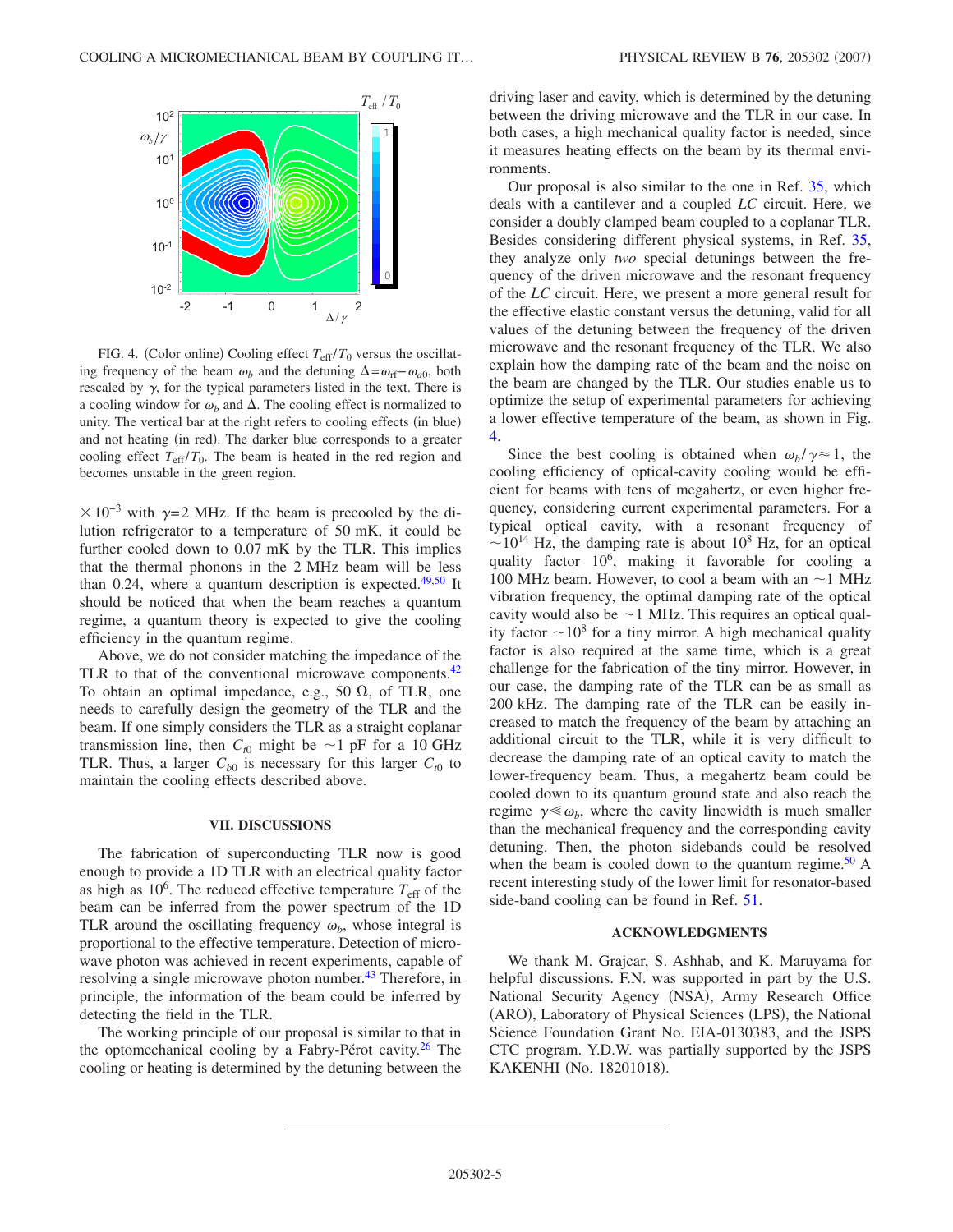FIG. 4. (Color online) Cooling effect $T_{eff}/T_0$ versus the oscillating frequency of the beam $\omega_b$ and the detuning $\Delta = \omega_{rf} - \omega_{a0}$, both rescaled by $\gamma$, for the typical parameters listed in the text. There is a cooling window for $\omega_b$ and $\Delta$. The cooling effect is normalized to unity. The vertical bar at the right refers to cooling effects (in blue) and not heating (in red). The darker blue corresponds to a greater cooling effect $T_{eff}/T_0$. The beam is heated in the red region and becomes unstable in the green region.

$\times 10^{-3}$ with $\gamma = 2$ MHz. If the beam is precooled by the dilution refrigerator to a temperature of 50 mK, it could be further cooled down to 0.07 mK by the TLR. This implies that the thermal phonons in the 2 MHz beam will be less than 0.24, where a quantum description is expected.[49,50] It should be noticed that when the beam reaches a quantum regime, a quantum theory is expected to give the cooling efficiency in the quantum regime.

Above, we do not consider matching the impedance of the TLR to that of the conventional microwave components.[42] To obtain an optimal impedance, e.g., 50 Ω, of TLR, one needs to carefully design the geometry of the TLR and the beam. If one simply considers the TLR as a straight coplanar transmission line, then $C_{t0}$ might be ~1 pF for a 10 GHz TLR. Thus, a larger $C_{b0}$ is necessary for this larger $C_{t0}$ to maintain the cooling effects described above.

## VII. DISCUSSIONS

The fabrication of superconducting TLR now is good enough to provide a 1D TLR with an electrical quality factor as high as $10^6$. The reduced effective temperature $T_{eff}$ of the beam can be inferred from the power spectrum of the 1D TLR around the oscillating frequency $\omega_b$, whose integral is proportional to the effective temperature. Detection of microwave photon was achieved in recent experiments, capable of resolving a single microwave photon number.[43] Therefore, in principle, the information of the beam could be inferred by detecting the field in the TLR.

The working principle of our proposal is similar to that in the optomechanical cooling by a Fabry-Pérot cavity.[26] The cooling or heating is determined by the detuning between the driving laser and cavity, which is determined by the detuning between the driving microwave and the TLR in our case. In both cases, a high mechanical quality factor is needed, since it measures heating effects on the beam by its thermal environments.

Our proposal is also similar to the one in Ref. 35, which deals with a cantilever and a coupled *LC* circuit. Here, we consider a doubly clamped beam coupled to a coplanar TLR. Besides considering different physical systems, in Ref. 35, they analyze only *two* special detunings between the frequency of the driven microwave and the resonant frequency of the *LC* circuit. Here, we present a more general result for the effective elastic constant versus the detuning, valid for all values of the detuning between the frequency of the driven microwave and the resonant frequency of the TLR. We also explain how the damping rate of the beam and the noise on the beam are changed by the TLR. Our studies enable us to optimize the setup of experimental parameters for achieving a lower effective temperature of the beam, as shown in Fig. 4.

Since the best cooling is obtained when $\omega_b/\gamma \approx 1$, the cooling efficiency of optical-cavity cooling would be efficient for beams with tens of megahertz, or even higher frequency, considering current experimental parameters. For a typical optical cavity, with a resonant frequency of $\sim 10^{14}$ Hz, the damping rate is about $10^8$ Hz, for an optical quality factor $10^6$, making it favorable for cooling a 100 MHz beam. However, to cool a beam with an ~1 MHz vibration frequency, the optimal damping rate of the optical cavity would also be ~1 MHz. This requires an optical quality factor $\sim 10^8$ for a tiny mirror. A high mechanical quality factor is also required at the same time, which is a great challenge for the fabrication of the tiny mirror. However, in our case, the damping rate of the TLR can be as small as 200 kHz. The damping rate of the TLR can be easily increased to match the frequency of the beam by attaching an additional circuit to the TLR, while it is very difficult to decrease the damping rate of an optical cavity to match the lower-frequency beam. Thus, a megahertz beam could be cooled down to its quantum ground state and also reach the regime $\gamma \ll \omega_b$, where the cavity linewidth is much smaller than the mechanical frequency and the corresponding cavity detuning. Then, the photon sidebands could be resolved when the beam is cooled down to the quantum regime.[50] A recent interesting study of the lower limit for resonator-based side-band cooling can be found in Ref. 51.

## ACKNOWLEDGMENTS

We thank M. Grajcar, S. Ashhab, and K. Maruyama for helpful discussions. F.N. was supported in part by the U.S. National Security Agency (NSA), Army Research Office (ARO), Laboratory of Physical Sciences (LPS), the National Science Foundation Grant No. EIA-0130383, and the JSPS CTC program. Y.D.W. was partially supported by the JSPS KAKENHI (No. 18201018).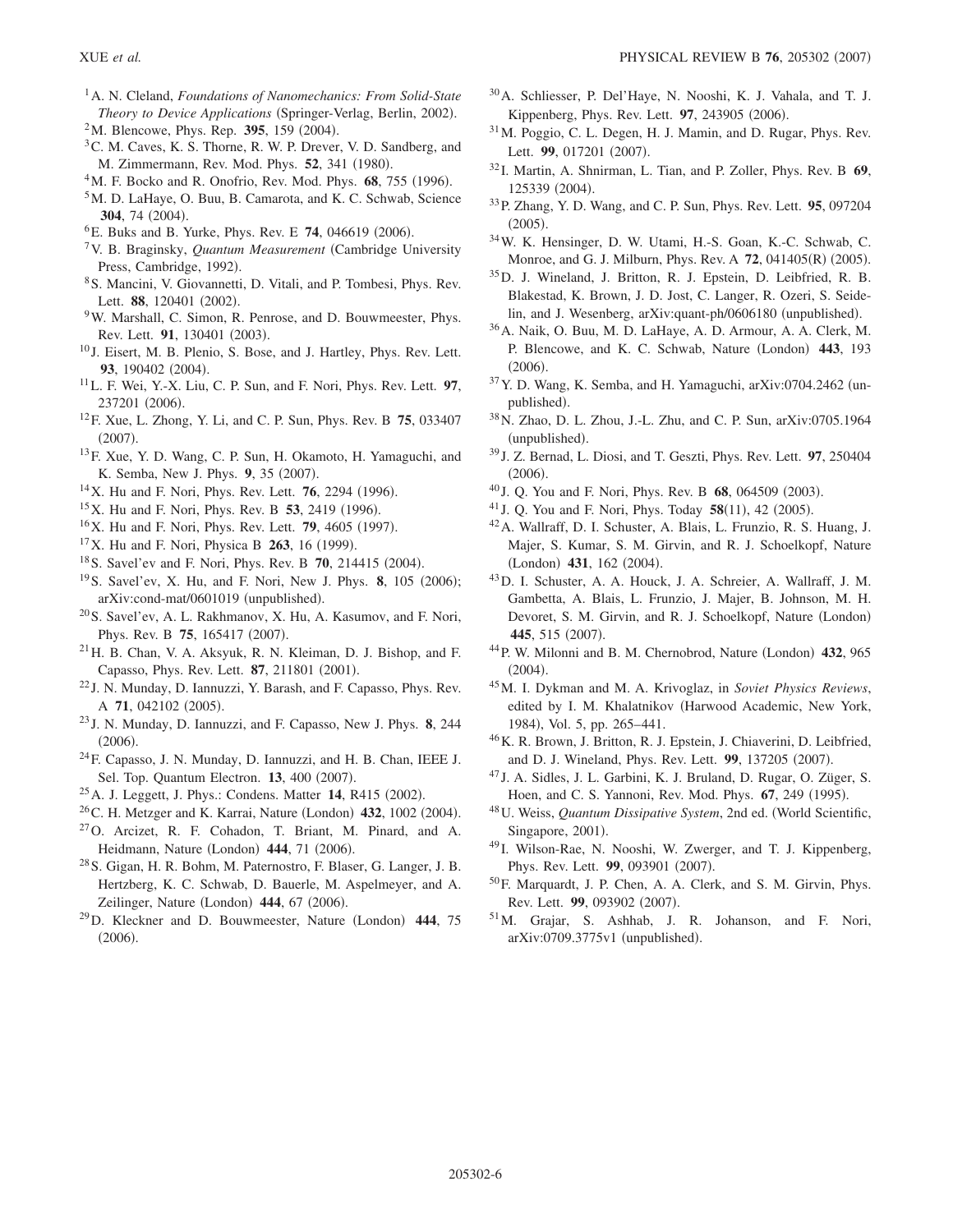[1] A. N. Cleland, *Foundations of Nanomechanics: From Solid-State Theory to Device Applications* (Springer-Verlag, Berlin, 2002).

[2] M. Blencowe, Phys. Rep. **395**, 159 (2004).

[3] C. M. Caves, K. S. Thorne, R. W. P. Drever, V. D. Sandberg, and M. Zimmermann, Rev. Mod. Phys. **52**, 341 (1980).

[4] M. F. Bocko and R. Onofrio, Rev. Mod. Phys. **68**, 755 (1996).

[5] M. D. LaHaye, O. Buu, B. Camarota, and K. C. Schwab, Science **304**, 74 (2004).

[6] E. Buks and B. Yurke, Phys. Rev. E **74**, 046619 (2006).

[7] V. B. Braginsky, *Quantum Measurement* (Cambridge University Press, Cambridge, 1992).

[8] S. Mancini, V. Giovannetti, D. Vitali, and P. Tombesi, Phys. Rev. Lett. **88**, 120401 (2002).

[9] W. Marshall, C. Simon, R. Penrose, and D. Bouwmeester, Phys. Rev. Lett. **91**, 130401 (2003).

[10] J. Eisert, M. B. Plenio, S. Bose, and J. Hartley, Phys. Rev. Lett. **93**, 190402 (2004).

[11] L. F. Wei, Y.-X. Liu, C. P. Sun, and F. Nori, Phys. Rev. Lett. **97**, 237201 (2006).

[12] F. Xue, L. Zhong, Y. Li, and C. P. Sun, Phys. Rev. B **75**, 033407 (2007).

[13] F. Xue, Y. D. Wang, C. P. Sun, H. Okamoto, H. Yamaguchi, and K. Semba, New J. Phys. **9**, 35 (2007).

[14] X. Hu and F. Nori, Phys. Rev. Lett. **76**, 2294 (1996).

[15] X. Hu and F. Nori, Phys. Rev. B **53**, 2419 (1996).

[16] X. Hu and F. Nori, Phys. Rev. Lett. **79**, 4605 (1997).

[17] X. Hu and F. Nori, Physica B **263**, 16 (1999).

[18] S. Savel'ev and F. Nori, Phys. Rev. B **70**, 214415 (2004).

[19] S. Savel'ev, X. Hu, and F. Nori, New J. Phys. **8**, 105 (2006); arXiv:cond-mat/0601019 (unpublished).

[20] S. Savel'ev, A. L. Rakhmanov, X. Hu, A. Kasumov, and F. Nori, Phys. Rev. B **75**, 165417 (2007).

[21] H. B. Chan, V. A. Aksyuk, R. N. Kleiman, D. J. Bishop, and F. Capasso, Phys. Rev. Lett. **87**, 211801 (2001).

[22] J. N. Munday, D. Iannuzzi, Y. Barash, and F. Capasso, Phys. Rev. A **71**, 042102 (2005).

[23] J. N. Munday, D. Iannuzzi, and F. Capasso, New J. Phys. **8**, 244 (2006).

[24] F. Capasso, J. N. Munday, D. Iannuzzi, and H. B. Chan, IEEE J. Sel. Top. Quantum Electron. **13**, 400 (2007).

[25] A. J. Leggett, J. Phys.: Condens. Matter **14**, R415 (2002).

[26] C. H. Metzger and K. Karrai, Nature (London) **432**, 1002 (2004).

[27] O. Arcizet, R. F. Cohadon, T. Briant, M. Pinard, and A. Heidmann, Nature (London) **444**, 71 (2006).

[28] S. Gigan, H. R. Bohm, M. Paternostro, F. Blaser, G. Langer, J. B. Hertzberg, K. C. Schwab, D. Bauerle, M. Aspelmeyer, and A. Zeilinger, Nature (London) **444**, 67 (2006).

[29] D. Kleckner and D. Bouwmeester, Nature (London) **444**, 75 (2006).

[30] A. Schliesser, P. Del'Haye, N. Nooshi, K. J. Vahala, and T. J. Kippenberg, Phys. Rev. Lett. **97**, 243905 (2006).

[31] M. Poggio, C. L. Degen, H. J. Mamin, and D. Rugar, Phys. Rev. Lett. **99**, 017201 (2007).

[32] I. Martin, A. Shnirman, L. Tian, and P. Zoller, Phys. Rev. B **69**, 125339 (2004).

[33] P. Zhang, Y. D. Wang, and C. P. Sun, Phys. Rev. Lett. **95**, 097204 (2005).

[34] W. K. Hensinger, D. W. Utami, H.-S. Goan, K.-C. Schwab, C. Monroe, and G. J. Milburn, Phys. Rev. A **72**, 041405(R) (2005).

[35] D. J. Wineland, J. Britton, R. J. Epstein, D. Leibfried, R. B. Blakestad, K. Brown, J. D. Jost, C. Langer, R. Ozeri, S. Seidelin, and J. Wesenberg, arXiv:quant-ph/0606180 (unpublished).

[36] A. Naik, O. Buu, M. D. LaHaye, A. D. Armour, A. A. Clerk, M. P. Blencowe, and K. C. Schwab, Nature (London) **443**, 193 (2006).

[37] Y. D. Wang, K. Semba, and H. Yamaguchi, arXiv:0704.2462 (unpublished).

[38] N. Zhao, D. L. Zhou, J.-L. Zhu, and C. P. Sun, arXiv:0705.1964 (unpublished).

[39] J. Z. Bernad, L. Diosi, and T. Geszti, Phys. Rev. Lett. **97**, 250404 (2006).

[40] J. Q. You and F. Nori, Phys. Rev. B **68**, 064509 (2003).

[41] J. Q. You and F. Nori, Phys. Today **58**(11), 42 (2005).

[42] A. Wallraff, D. I. Schuster, A. Blais, L. Frunzio, R. S. Huang, J. Majer, S. Kumar, S. M. Girvin, and R. J. Schoelkopf, Nature (London) **431**, 162 (2004).

[43] D. I. Schuster, A. A. Houck, J. A. Schreier, A. Wallraff, J. M. Gambetta, A. Blais, L. Frunzio, J. Majer, B. Johnson, M. H. Devoret, S. M. Girvin, and R. J. Schoelkopf, Nature (London) **445**, 515 (2007).

[44] P. W. Milonni and B. M. Chernobrod, Nature (London) **432**, 965 (2004).

[45] M. I. Dykman and M. A. Krivoglaz, in *Soviet Physics Reviews*, edited by I. M. Khalatnikov (Harwood Academic, New York, 1984), Vol. 5, pp. 265–441.

[46] K. R. Brown, J. Britton, R. J. Epstein, J. Chiaverini, D. Leibfried, and D. J. Wineland, Phys. Rev. Lett. **99**, 137205 (2007).

[47] J. A. Sidles, J. L. Garbini, K. J. Bruland, D. Rugar, O. Züger, S. Hoen, and C. S. Yannoni, Rev. Mod. Phys. **67**, 249 (1995).

[48] U. Weiss, *Quantum Dissipative System*, 2nd ed. (World Scientific, Singapore, 2001).

[49] I. Wilson-Rae, N. Nooshi, W. Zwerger, and T. J. Kippenberg, Phys. Rev. Lett. **99**, 093901 (2007).

[50] F. Marquardt, J. P. Chen, A. A. Clerk, and S. M. Girvin, Phys. Rev. Lett. **99**, 093902 (2007).

[51] M. Grajar, S. Ashhab, J. R. Johanson, and F. Nori, arXiv:0709.3775v1 (unpublished).